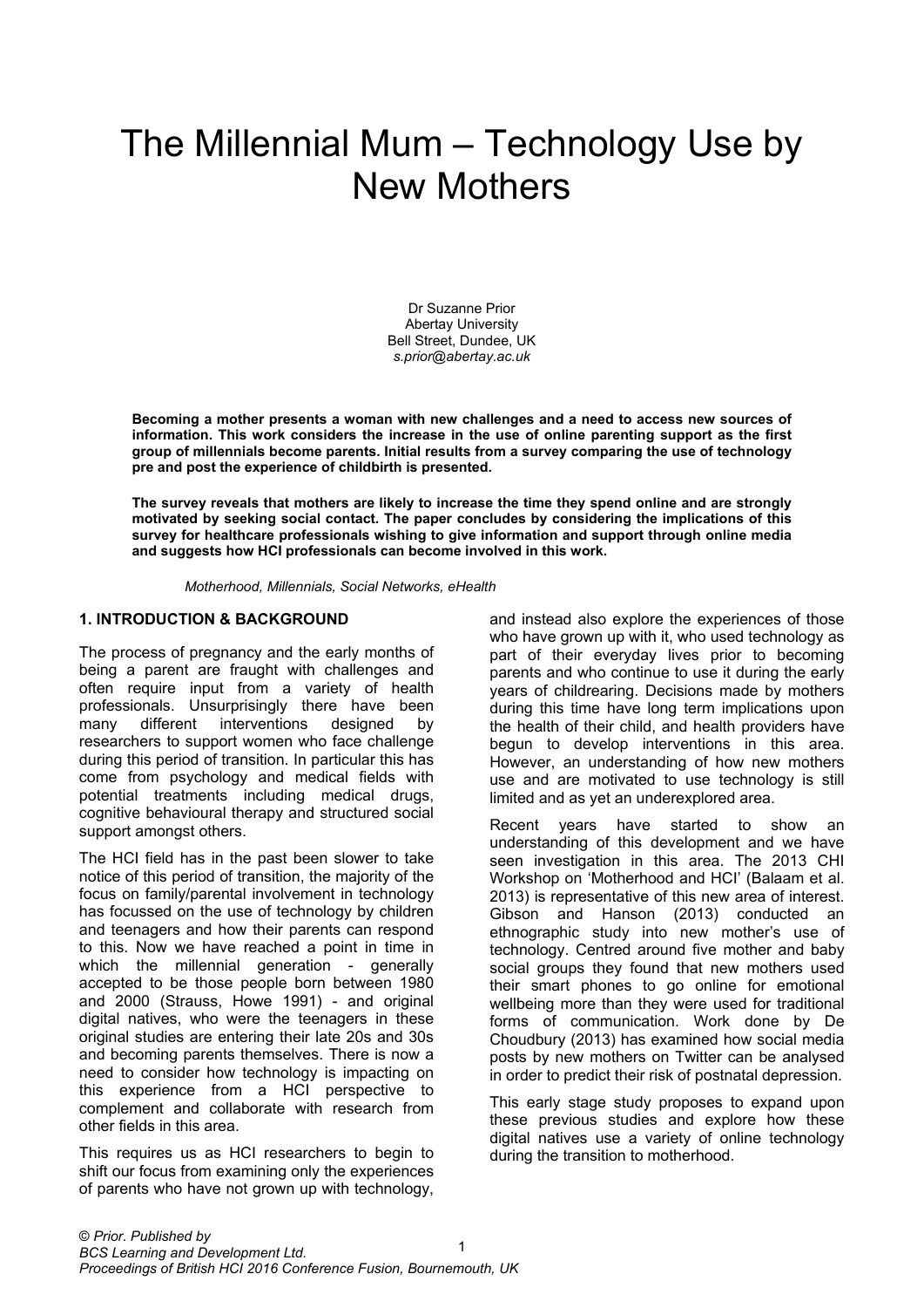# The Millennial Mum – Technology Use by New Mothers

Dr Suzanne Prior
Abertay University
Bell Street, Dundee, UK
*s.prior@abertay.ac.uk*

**Becoming a mother presents a woman with new challenges and a need to access new sources of information. This work considers the increase in the use of online parenting support as the first group of millennials become parents. Initial results from a survey comparing the use of technology pre and post the experience of childbirth is presented.**

**The survey reveals that mothers are likely to increase the time they spend online and are strongly motivated by seeking social contact. The paper concludes by considering the implications of this survey for healthcare professionals wishing to give information and support through online media and suggests how HCI professionals can become involved in this work.**

*Motherhood, Millennials, Social Networks, eHealth*

## 1. INTRODUCTION & BACKGROUND

The process of pregnancy and the early months of being a parent are fraught with challenges and often require input from a variety of health professionals. Unsurprisingly there have been many different interventions designed by researchers to support women who face challenge during this period of transition. In particular this has come from psychology and medical fields with potential treatments including medical drugs, cognitive behavioural therapy and structured social support amongst others.

The HCI field has in the past been slower to take notice of this period of transition, the majority of the focus on family/parental involvement in technology has focussed on the use of technology by children and teenagers and how their parents can respond to this. Now we have reached a point in time in which the millennial generation - generally accepted to be those people born between 1980 and 2000 (Strauss, Howe 1991) - and original digital natives, who were the teenagers in these original studies are entering their late 20s and 30s and becoming parents themselves. There is now a need to consider how technology is impacting on this experience from a HCI perspective to complement and collaborate with research from other fields in this area.

This requires us as HCI researchers to begin to shift our focus from examining only the experiences of parents who have not grown up with technology, and instead also explore the experiences of those who have grown up with it, who used technology as part of their everyday lives prior to becoming parents and who continue to use it during the early years of childrearing. Decisions made by mothers during this time have long term implications upon the health of their child, and health providers have begun to develop interventions in this area. However, an understanding of how new mothers use and are motivated to use technology is still limited and as yet an underexplored area.

Recent years have started to show an understanding of this development and we have seen investigation in this area. The 2013 CHI Workshop on 'Motherhood and HCI' (Balaam et al. 2013) is representative of this new area of interest. Gibson and Hanson (2013) conducted an ethnographic study into new mother's use of technology. Centred around five mother and baby social groups they found that new mothers used their smart phones to go online for emotional wellbeing more than they were used for traditional forms of communication. Work done by De Choudbury (2013) has examined how social media posts by new mothers on Twitter can be analysed in order to predict their risk of postnatal depression.

This early stage study proposes to expand upon these previous studies and explore how these digital natives use a variety of online technology during the transition to motherhood.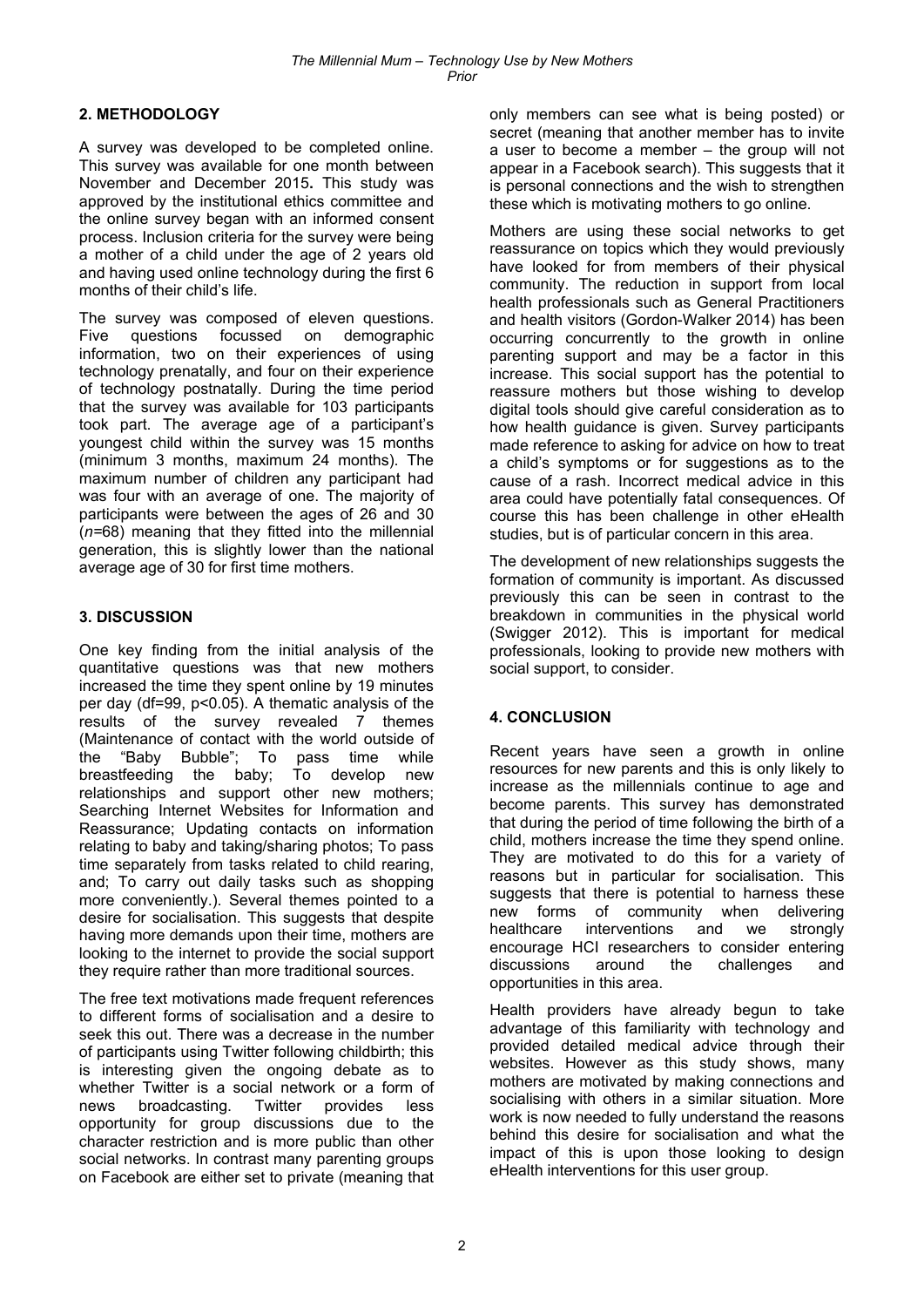## 2. METHODOLOGY

A survey was developed to be completed online. This survey was available for one month between November and December 2015**.** This study was approved by the institutional ethics committee and the online survey began with an informed consent process. Inclusion criteria for the survey were being a mother of a child under the age of 2 years old and having used online technology during the first 6 months of their child's life.

The survey was composed of eleven questions. Five questions focussed on demographic information, two on their experiences of using technology prenatally, and four on their experience of technology postnatally. During the time period that the survey was available for 103 participants took part. The average age of a participant's youngest child within the survey was 15 months (minimum 3 months, maximum 24 months). The maximum number of children any participant had was four with an average of one. The majority of participants were between the ages of 26 and 30 ($n$=68) meaning that they fitted into the millennial generation, this is slightly lower than the national average age of 30 for first time mothers.

## 3. DISCUSSION

One key finding from the initial analysis of the quantitative questions was that new mothers increased the time they spent online by 19 minutes per day (df=99, $p<0.05$). A thematic analysis of the results of the survey revealed 7 themes (Maintenance of contact with the world outside of the "Baby Bubble"; To pass time while breastfeeding the baby; To develop new relationships and support other new mothers; Searching Internet Websites for Information and Reassurance; Updating contacts on information relating to baby and taking/sharing photos; To pass time separately from tasks related to child rearing, and; To carry out daily tasks such as shopping more conveniently.). Several themes pointed to a desire for socialisation. This suggests that despite having more demands upon their time, mothers are looking to the internet to provide the social support they require rather than more traditional sources.

The free text motivations made frequent references to different forms of socialisation and a desire to seek this out. There was a decrease in the number of participants using Twitter following childbirth; this is interesting given the ongoing debate as to whether Twitter is a social network or a form of news broadcasting. Twitter provides less opportunity for group discussions due to the character restriction and is more public than other social networks. In contrast many parenting groups on Facebook are either set to private (meaning that only members can see what is being posted) or secret (meaning that another member has to invite a user to become a member – the group will not appear in a Facebook search). This suggests that it is personal connections and the wish to strengthen these which is motivating mothers to go online.

Mothers are using these social networks to get reassurance on topics which they would previously have looked for from members of their physical community. The reduction in support from local health professionals such as General Practitioners and health visitors (Gordon-Walker 2014) has been occurring concurrently to the growth in online parenting support and may be a factor in this increase. This social support has the potential to reassure mothers but those wishing to develop digital tools should give careful consideration as to how health guidance is given. Survey participants made reference to asking for advice on how to treat a child's symptoms or for suggestions as to the cause of a rash. Incorrect medical advice in this area could have potentially fatal consequences. Of course this has been challenge in other eHealth studies, but is of particular concern in this area.

The development of new relationships suggests the formation of community is important. As discussed previously this can be seen in contrast to the breakdown in communities in the physical world (Swigger 2012). This is important for medical professionals, looking to provide new mothers with social support, to consider.

## 4. CONCLUSION

Recent years have seen a growth in online resources for new parents and this is only likely to increase as the millennials continue to age and become parents. This survey has demonstrated that during the period of time following the birth of a child, mothers increase the time they spend online. They are motivated to do this for a variety of reasons but in particular for socialisation. This suggests that there is potential to harness these new forms of community when delivering healthcare interventions and we strongly encourage HCI researchers to consider entering discussions around the challenges and opportunities in this area.

Health providers have already begun to take advantage of this familiarity with technology and provided detailed medical advice through their websites. However as this study shows, many mothers are motivated by making connections and socialising with others in a similar situation. More work is now needed to fully understand the reasons behind this desire for socialisation and what the impact of this is upon those looking to design eHealth interventions for this user group.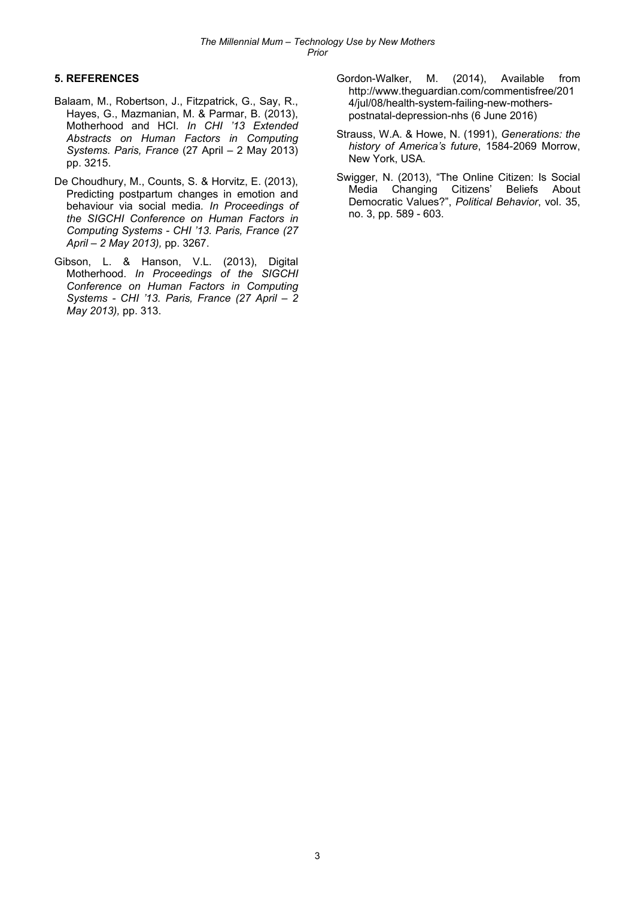## 5. REFERENCES

Balaam, M., Robertson, J., Fitzpatrick, G., Say, R., Hayes, G., Mazmanian, M. & Parmar, B. (2013), Motherhood and HCI. *In CHI '13 Extended Abstracts on Human Factors in Computing Systems. Paris, France* (27 April – 2 May 2013) pp. 3215.

De Choudhury, M., Counts, S. & Horvitz, E. (2013), Predicting postpartum changes in emotion and behaviour via social media. *In Proceedings of the SIGCHI Conference on Human Factors in Computing Systems - CHI '13. Paris, France (27 April – 2 May 2013),* pp. 3267.

Gibson, L. & Hanson, V.L. (2013), Digital Motherhood. *In Proceedings of the SIGCHI Conference on Human Factors in Computing Systems - CHI '13. Paris, France (27 April – 2 May 2013),* pp. 313.

Gordon-Walker, M. (2014), Available from http://www.theguardian.com/commentisfree/2014/jul/08/health-system-failing-new-mothers-postnatal-depression-nhs (6 June 2016)

Strauss, W.A. & Howe, N. (1991), *Generations: the history of America's future*, 1584-2069 Morrow, New York, USA.

Swigger, N. (2013), "The Online Citizen: Is Social Media Changing Citizens' Beliefs About Democratic Values?", *Political Behavior*, vol. 35, no. 3, pp. 589 - 603.